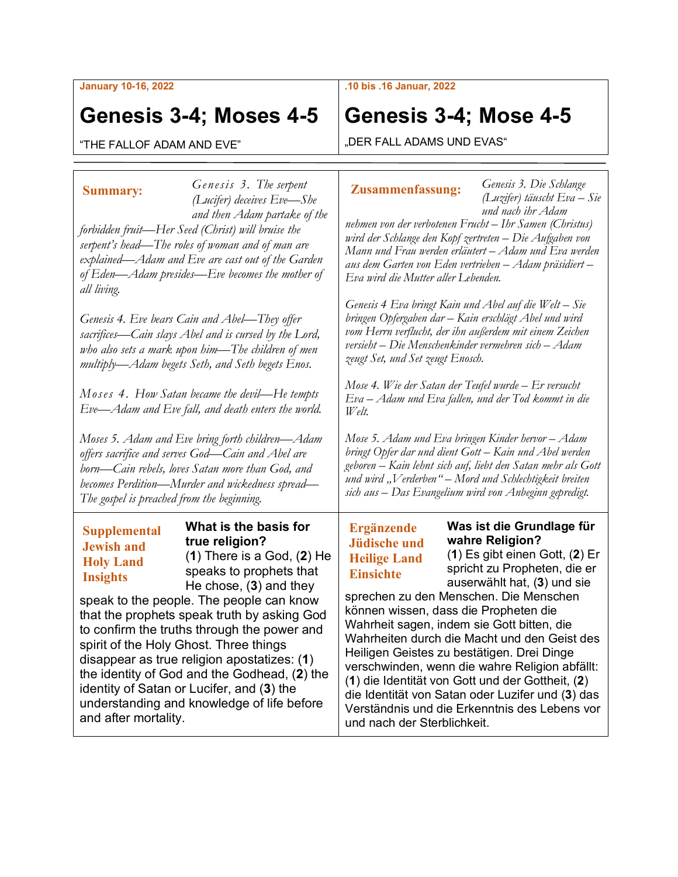**January 10-16, 2022**

# Genesis 3-4; Moses 4-5

"THE FALLOF ADAM AND EVE"

**.10 bis .16 Januar, 2022**

# Genesis 3-4; Mose 4-5

„DER FALL ADAMS UND EVAS"

---

**Summary:**

*Genesis 3. The serpent (Lucifer) deceives Eve—She and then Adam partake of the forbidden fruit—Her Seed (Christ) will bruise the serpent's head—The roles of woman and of man are explained—Adam and Eve are cast out of the Garden of Eden—Adam presides—Eve becomes the mother of all living.*

*Genesis 4. Eve bears Cain and Abel—They offer sacrifices—Cain slays Abel and is cursed by the Lord, who also sets a mark upon him—The children of men multiply—Adam begets Seth, and Seth begets Enos.*

*Moses 4. How Satan became the devil—He tempts Eve—Adam and Eve fall, and death enters the world.*

*Moses 5. Adam and Eve bring forth children—Adam offers sacrifice and serves God—Cain and Abel are born—Cain rebels, loves Satan more than God, and becomes Perdition—Murder and wickedness spread—The gospel is preached from the beginning.*

**Zusammenfassung:**

*Genesis 3. Die Schlange (Luzifer) täuscht Eva – Sie und nach ihr Adam nehmen von der verbotenen Frucht – Ihr Samen (Christus) wird der Schlange den Kopf zertreten – Die Aufgaben von Mann und Frau werden erläutert – Adam und Eva werden aus dem Garten von Eden vertrieben – Adam präsidiert – Eva wird die Mutter aller Lebenden.*

*Genesis 4 Eva bringt Kain und Abel auf die Welt – Sie bringen Opfergaben dar – Kain erschlägt Abel und wird vom Herrn verflucht, der ihn außerdem mit einem Zeichen versieht – Die Menschenkinder vermehren sich – Adam zeugt Set, und Set zeugt Enosch.*

*Mose 4. Wie der Satan der Teufel wurde – Er versucht Eva – Adam und Eva fallen, und der Tod kommt in die Welt.*

*Mose 5. Adam und Eva bringen Kinder hervor – Adam bringt Opfer dar und dient Gott – Kain und Abel werden geboren – Kain lehnt sich auf, liebt den Satan mehr als Gott und wird „Verderben" – Mord und Schlechtigkeit breiten sich aus – Das Evangelium wird von Anbeginn gepredigt.*

---

**Supplemental Jewish and Holy Land Insights**

**What is the basis for true religion?**

(**1**) There is a God, (**2**) He speaks to prophets that He chose, (**3**) and they speak to the people. The people can know that the prophets speak truth by asking God to confirm the truths through the power and spirit of the Holy Ghost. Three things disappear as true religion apostatizes: (**1**) the identity of God and the Godhead, (**2**) the identity of Satan or Lucifer, and (**3**) the understanding and knowledge of life before and after mortality.

**Ergänzende Jüdische und Heilige Land Einsichte**

**Was ist die Grundlage für wahre Religion?**

(**1**) Es gibt einen Gott, (**2**) Er spricht zu Propheten, die er auserwählt hat, (**3**) und sie sprechen zu den Menschen. Die Menschen können wissen, dass die Propheten die Wahrheit sagen, indem sie Gott bitten, die Wahrheiten durch die Macht und den Geist des Heiligen Geistes zu bestätigen. Drei Dinge verschwinden, wenn die wahre Religion abfällt: (**1**) die Identität von Gott und der Gottheit, (**2**) die Identität von Satan oder Luzifer und (**3**) das Verständnis und die Erkenntnis des Lebens vor und nach der Sterblichkeit.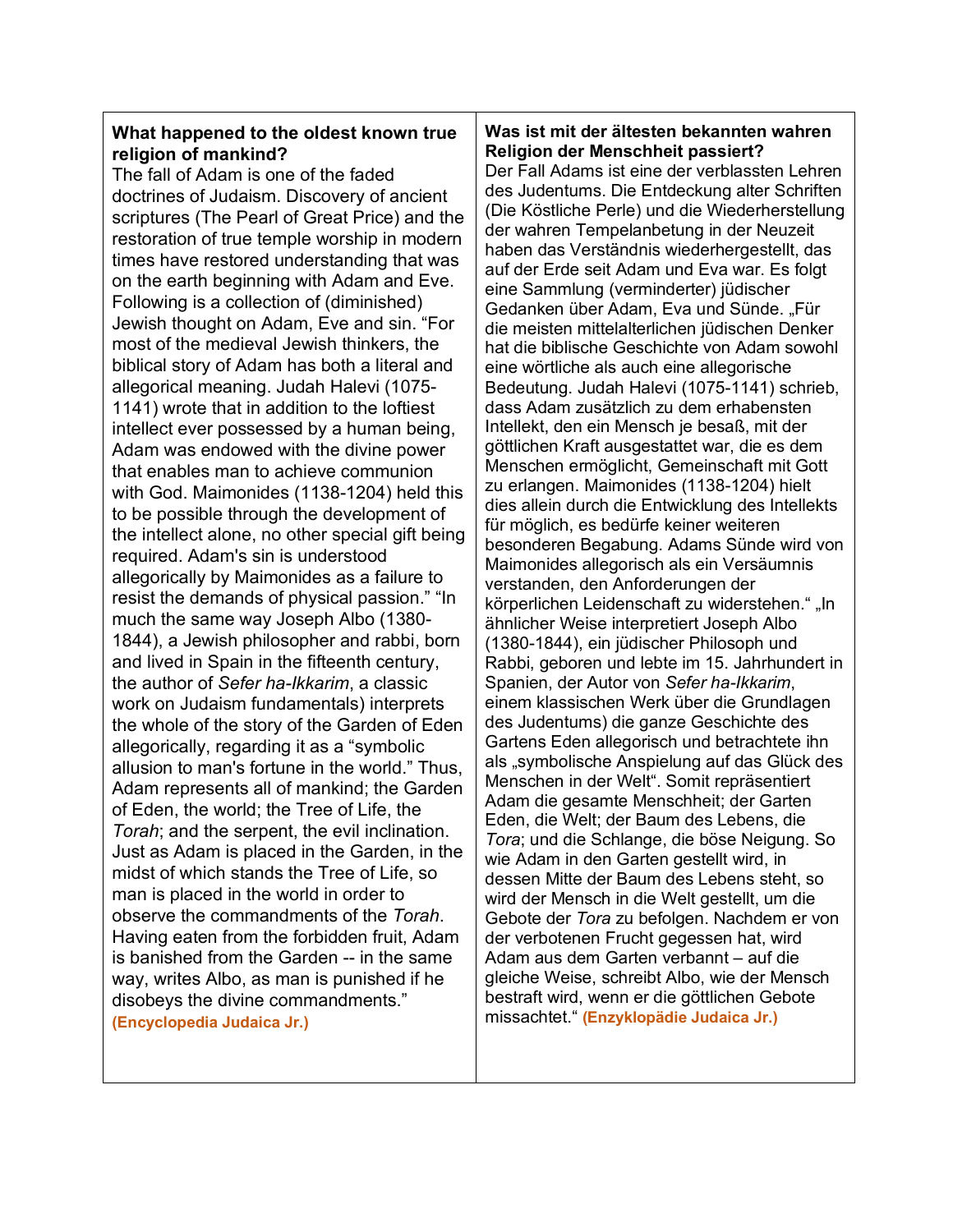**What happened to the oldest known true religion of mankind?**

The fall of Adam is one of the faded doctrines of Judaism. Discovery of ancient scriptures (The Pearl of Great Price) and the restoration of true temple worship in modern times have restored understanding that was on the earth beginning with Adam and Eve. Following is a collection of (diminished) Jewish thought on Adam, Eve and sin. "For most of the medieval Jewish thinkers, the biblical story of Adam has both a literal and allegorical meaning. Judah Halevi (1075-1141) wrote that in addition to the loftiest intellect ever possessed by a human being, Adam was endowed with the divine power that enables man to achieve communion with God. Maimonides (1138-1204) held this to be possible through the development of the intellect alone, no other special gift being required. Adam's sin is understood allegorically by Maimonides as a failure to resist the demands of physical passion." "In much the same way Joseph Albo (1380-1844), a Jewish philosopher and rabbi, born and lived in Spain in the fifteenth century, the author of *Sefer ha-Ikkarim*, a classic work on Judaism fundamentals) interprets the whole of the story of the Garden of Eden allegorically, regarding it as a "symbolic allusion to man's fortune in the world." Thus, Adam represents all of mankind; the Garden of Eden, the world; the Tree of Life, the *Torah*; and the serpent, the evil inclination. Just as Adam is placed in the Garden, in the midst of which stands the Tree of Life, so man is placed in the world in order to observe the commandments of the *Torah*. Having eaten from the forbidden fruit, Adam is banished from the Garden -- in the same way, writes Albo, as man is punished if he disobeys the divine commandments." **(Encyclopedia Judaica Jr.)**

**Was ist mit der ältesten bekannten wahren Religion der Menschheit passiert?**

Der Fall Adams ist eine der verblassten Lehren des Judentums. Die Entdeckung alter Schriften (Die Köstliche Perle) und die Wiederherstellung der wahren Tempelanbetung in der Neuzeit haben das Verständnis wiederhergestellt, das auf der Erde seit Adam und Eva war. Es folgt eine Sammlung (verminderter) jüdischer Gedanken über Adam, Eva und Sünde. „Für die meisten mittelalterlichen jüdischen Denker hat die biblische Geschichte von Adam sowohl eine wörtliche als auch eine allegorische Bedeutung. Judah Halevi (1075-1141) schrieb, dass Adam zusätzlich zu dem erhabensten Intellekt, den ein Mensch je besaß, mit der göttlichen Kraft ausgestattet war, die es dem Menschen ermöglicht, Gemeinschaft mit Gott zu erlangen. Maimonides (1138-1204) hielt dies allein durch die Entwicklung des Intellekts für möglich, es bedürfe keiner weiteren besonderen Begabung. Adams Sünde wird von Maimonides allegorisch als ein Versäumnis verstanden, den Anforderungen der körperlichen Leidenschaft zu widerstehen." „In ähnlicher Weise interpretiert Joseph Albo (1380-1844), ein jüdischer Philosoph und Rabbi, geboren und lebte im 15. Jahrhundert in Spanien, der Autor von *Sefer ha-Ikkarim*, einem klassischen Werk über die Grundlagen des Judentums) die ganze Geschichte des Gartens Eden allegorisch und betrachtete ihn als „symbolische Anspielung auf das Glück des Menschen in der Welt". Somit repräsentiert Adam die gesamte Menschheit; der Garten Eden, die Welt; der Baum des Lebens, die *Tora*; und die Schlange, die böse Neigung. So wie Adam in den Garten gestellt wird, in dessen Mitte der Baum des Lebens steht, so wird der Mensch in die Welt gestellt, um die Gebote der *Tora* zu befolgen. Nachdem er von der verbotenen Frucht gegessen hat, wird Adam aus dem Garten verbannt – auf die gleiche Weise, schreibt Albo, wie der Mensch bestraft wird, wenn er die göttlichen Gebote missachtet." **(Enzyklopädie Judaica Jr.)**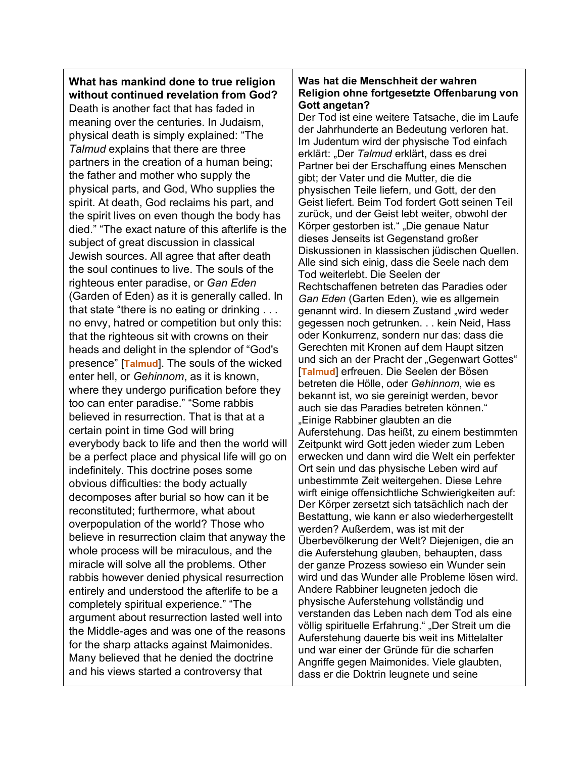**What has mankind done to true religion without continued revelation from God?**

Death is another fact that has faded in meaning over the centuries. In Judaism, physical death is simply explained: "The *Talmud* explains that there are three partners in the creation of a human being; the father and mother who supply the physical parts, and God, Who supplies the spirit. At death, God reclaims his part, and the spirit lives on even though the body has died." "The exact nature of this afterlife is the subject of great discussion in classical Jewish sources. All agree that after death the soul continues to live. The souls of the righteous enter paradise, or *Gan Eden* (Garden of Eden) as it is generally called. In that state "there is no eating or drinking . . . no envy, hatred or competition but only this: that the righteous sit with crowns on their heads and delight in the splendor of "God's presence" [**Talmud**]. The souls of the wicked enter hell, or *Gehinnom*, as it is known, where they undergo purification before they too can enter paradise." "Some rabbis believed in resurrection. That is that at a certain point in time God will bring everybody back to life and then the world will be a perfect place and physical life will go on indefinitely. This doctrine poses some obvious difficulties: the body actually decomposes after burial so how can it be reconstituted; furthermore, what about overpopulation of the world? Those who believe in resurrection claim that anyway the whole process will be miraculous, and the miracle will solve all the problems. Other rabbis however denied physical resurrection entirely and understood the afterlife to be a completely spiritual experience." "The argument about resurrection lasted well into the Middle-ages and was one of the reasons for the sharp attacks against Maimonides. Many believed that he denied the doctrine and his views started a controversy that

**Was hat die Menschheit der wahren Religion ohne fortgesetzte Offenbarung von Gott angetan?**

Der Tod ist eine weitere Tatsache, die im Laufe der Jahrhunderte an Bedeutung verloren hat. Im Judentum wird der physische Tod einfach erklärt: „Der *Talmud* erklärt, dass es drei Partner bei der Erschaffung eines Menschen gibt; der Vater und die Mutter, die die physischen Teile liefern, und Gott, der den Geist liefert. Beim Tod fordert Gott seinen Teil zurück, und der Geist lebt weiter, obwohl der Körper gestorben ist." „Die genaue Natur dieses Jenseits ist Gegenstand großer Diskussionen in klassischen jüdischen Quellen. Alle sind sich einig, dass die Seele nach dem Tod weiterlebt. Die Seelen der Rechtschaffenen betreten das Paradies oder *Gan Eden* (Garten Eden), wie es allgemein genannt wird. In diesem Zustand „wird weder gegessen noch getrunken. . . kein Neid, Hass oder Konkurrenz, sondern nur das: dass die Gerechten mit Kronen auf dem Haupt sitzen und sich an der Pracht der „Gegenwart Gottes" [**Talmud**] erfreuen. Die Seelen der Bösen betreten die Hölle, oder *Gehinnom*, wie es bekannt ist, wo sie gereinigt werden, bevor auch sie das Paradies betreten können." „Einige Rabbiner glaubten an die Auferstehung. Das heißt, zu einem bestimmten Zeitpunkt wird Gott jeden wieder zum Leben erwecken und dann wird die Welt ein perfekter Ort sein und das physische Leben wird auf unbestimmte Zeit weitergehen. Diese Lehre wirft einige offensichtliche Schwierigkeiten auf: Der Körper zersetzt sich tatsächlich nach der Bestattung, wie kann er also wiederhergestellt werden? Außerdem, was ist mit der Überbevölkerung der Welt? Diejenigen, die an die Auferstehung glauben, behaupten, dass der ganze Prozess sowieso ein Wunder sein wird und das Wunder alle Probleme lösen wird. Andere Rabbiner leugneten jedoch die physische Auferstehung vollständig und verstanden das Leben nach dem Tod als eine völlig spirituelle Erfahrung." „Der Streit um die Auferstehung dauerte bis weit ins Mittelalter und war einer der Gründe für die scharfen Angriffe gegen Maimonides. Viele glaubten, dass er die Doktrin leugnete und seine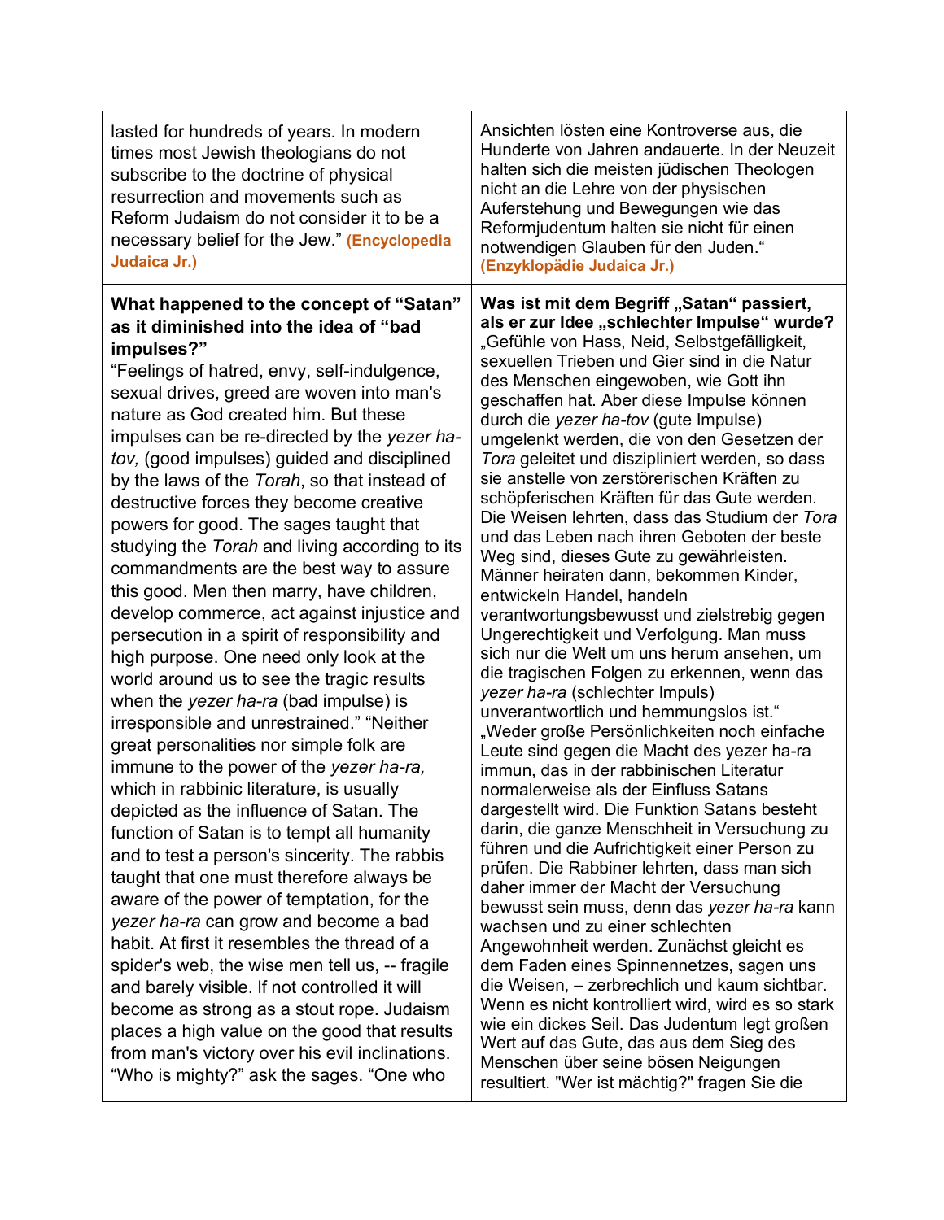| | |
|---|---|
| lasted for hundreds of years. In modern times most Jewish theologians do not subscribe to the doctrine of physical resurrection and movements such as Reform Judaism do not consider it to be a necessary belief for the Jew." **(Encyclopedia Judaica Jr.)** | Ansichten lösten eine Kontroverse aus, die Hunderte von Jahren andauerte. In der Neuzeit halten sich die meisten jüdischen Theologen nicht an die Lehre von der physischen Auferstehung und Bewegungen wie das Reformjudentum halten sie nicht für einen notwendigen Glauben für den Juden." **(Enzyklopädie Judaica Jr.)** |
| **What happened to the concept of "Satan" as it diminished into the idea of "bad impulses?"** "Feelings of hatred, envy, self-indulgence, sexual drives, greed are woven into man's nature as God created him. But these impulses can be re-directed by the *yezer ha-tov,* (good impulses) guided and disciplined by the laws of the *Torah*, so that instead of destructive forces they become creative powers for good. The sages taught that studying the *Torah* and living according to its commandments are the best way to assure this good. Men then marry, have children, develop commerce, act against injustice and persecution in a spirit of responsibility and high purpose. One need only look at the world around us to see the tragic results when the *yezer ha-ra* (bad impulse) is irresponsible and unrestrained." "Neither great personalities nor simple folk are immune to the power of the *yezer ha-ra,* which in rabbinic literature, is usually depicted as the influence of Satan. The function of Satan is to tempt all humanity and to test a person's sincerity. The rabbis taught that one must therefore always be aware of the power of temptation, for the *yezer ha-ra* can grow and become a bad habit. At first it resembles the thread of a spider's web, the wise men tell us, -- fragile and barely visible. If not controlled it will become as strong as a stout rope. Judaism places a high value on the good that results from man's victory over his evil inclinations. "Who is mighty?" ask the sages. "One who | **Was ist mit dem Begriff „Satan" passiert, als er zur Idee „schlechter Impulse" wurde?** „Gefühle von Hass, Neid, Selbstgefälligkeit, sexuellen Trieben und Gier sind in die Natur des Menschen eingewoben, wie Gott ihn geschaffen hat. Aber diese Impulse können durch die *yezer ha-tov* (gute Impulse) umgelenkt werden, die von den Gesetzen der *Tora* geleitet und diszipliniert werden, so dass sie anstelle von zerstörerischen Kräften zu schöpferischen Kräften für das Gute werden. Die Weisen lehrten, dass das Studium der *Tora* und das Leben nach ihren Geboten der beste Weg sind, dieses Gute zu gewährleisten. Männer heiraten dann, bekommen Kinder, entwickeln Handel, handeln verantwortungsbewusst und zielstrebig gegen Ungerechtigkeit und Verfolgung. Man muss sich nur die Welt um uns herum ansehen, um die tragischen Folgen zu erkennen, wenn das *yezer ha-ra* (schlechter Impuls) unverantwortlich und hemmungslos ist." „Weder große Persönlichkeiten noch einfache Leute sind gegen die Macht des yezer ha-ra immun, das in der rabbinischen Literatur normalerweise als der Einfluss Satans dargestellt wird. Die Funktion Satans besteht darin, die ganze Menschheit in Versuchung zu führen und die Aufrichtigkeit einer Person zu prüfen. Die Rabbiner lehrten, dass man sich daher immer der Macht der Versuchung bewusst sein muss, denn das *yezer ha-ra* kann wachsen und zu einer schlechten Angewohnheit werden. Zunächst gleicht es dem Faden eines Spinnennetzes, sagen uns die Weisen, – zerbrechlich und kaum sichtbar. Wenn es nicht kontrolliert wird, wird es so stark wie ein dickes Seil. Das Judentum legt großen Wert auf das Gute, das aus dem Sieg des Menschen über seine bösen Neigungen resultiert. "Wer ist mächtig?" fragen Sie die |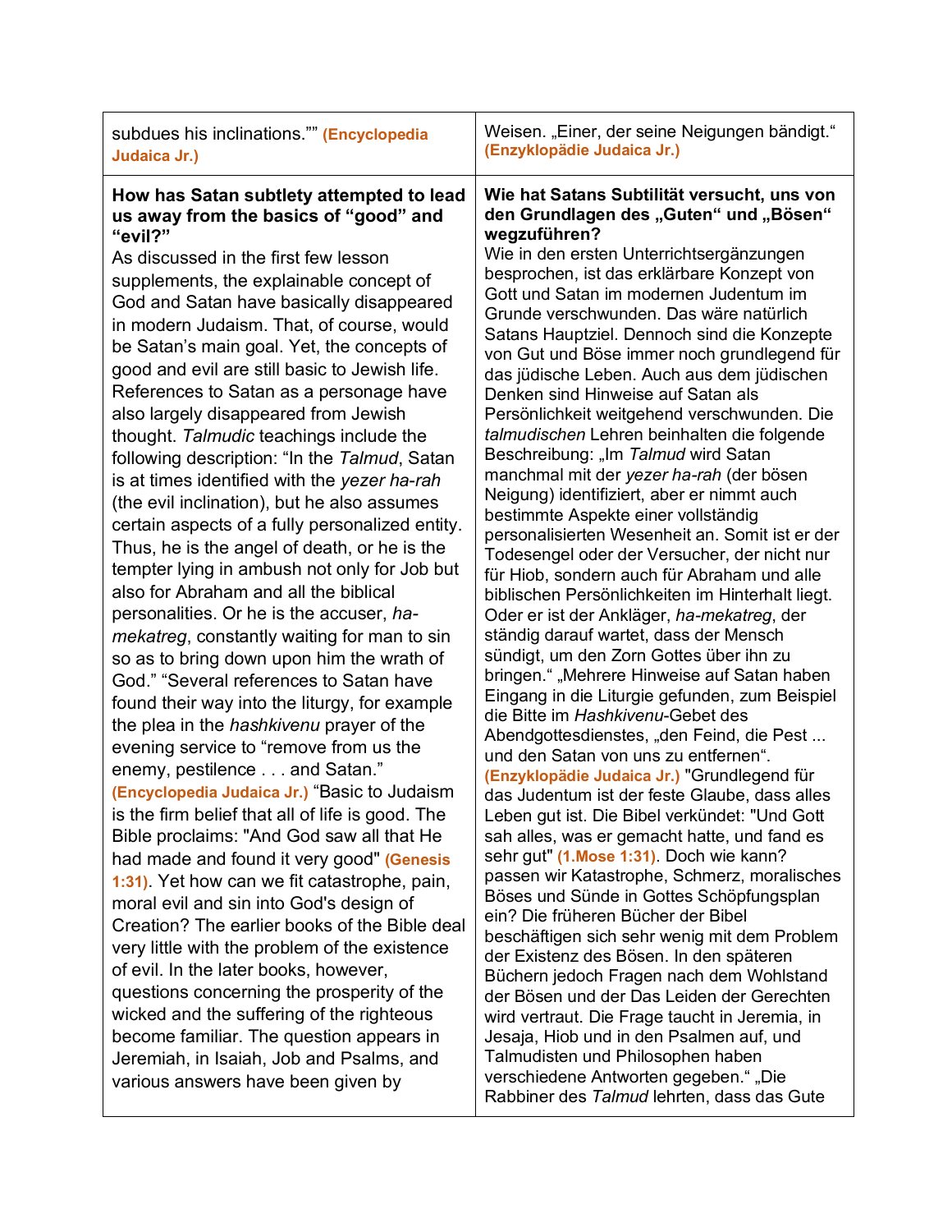| | |
|---|---|
| subdues his inclinations."" **(Encyclopedia Judaica Jr.)** | Weisen. „Einer, der seine Neigungen bändigt." **(Enzyklopädie Judaica Jr.)** |
| **How has Satan subtlety attempted to lead us away from the basics of "good" and "evil?"**<br>As discussed in the first few lesson supplements, the explainable concept of God and Satan have basically disappeared in modern Judaism. That, of course, would be Satan's main goal. Yet, the concepts of good and evil are still basic to Jewish life. References to Satan as a personage have also largely disappeared from Jewish thought. *Talmudic* teachings include the following description: "In the *Talmud*, Satan is at times identified with the *yezer ha-rah* (the evil inclination), but he also assumes certain aspects of a fully personalized entity. Thus, he is the angel of death, or he is the tempter lying in ambush not only for Job but also for Abraham and all the biblical personalities. Or he is the accuser, *ha-mekatreg*, constantly waiting for man to sin so as to bring down upon him the wrath of God." "Several references to Satan have found their way into the liturgy, for example the plea in the *hashkivenu* prayer of the evening service to "remove from us the enemy, pestilence . . . and Satan." **(Encyclopedia Judaica Jr.)** "Basic to Judaism is the firm belief that all of life is good. The Bible proclaims: "And God saw all that He had made and found it very good" **(Genesis 1:31)**. Yet how can we fit catastrophe, pain, moral evil and sin into God's design of Creation? The earlier books of the Bible deal very little with the problem of the existence of evil. In the later books, however, questions concerning the prosperity of the wicked and the suffering of the righteous become familiar. The question appears in Jeremiah, in Isaiah, Job and Psalms, and various answers have been given by | **Wie hat Satans Subtilität versucht, uns von den Grundlagen des „Guten" und „Bösen" wegzuführen?**<br>Wie in den ersten Unterrichtsergänzungen besprochen, ist das erklärbare Konzept von Gott und Satan im modernen Judentum im Grunde verschwunden. Das wäre natürlich Satans Hauptziel. Dennoch sind die Konzepte von Gut und Böse immer noch grundlegend für das jüdische Leben. Auch aus dem jüdischen Denken sind Hinweise auf Satan als Persönlichkeit weitgehend verschwunden. Die *talmudischen* Lehren beinhalten die folgende Beschreibung: „Im *Talmud* wird Satan manchmal mit der *yezer ha-rah* (der bösen Neigung) identifiziert, aber er nimmt auch bestimmte Aspekte einer vollständig personalisierten Wesenheit an. Somit ist er der Todesengel oder der Versucher, der nicht nur für Hiob, sondern auch für Abraham und alle biblischen Persönlichkeiten im Hinterhalt liegt. Oder er ist der Ankläger, *ha-mekatreg*, der ständig darauf wartet, dass der Mensch sündigt, um den Zorn Gottes über ihn zu bringen." „Mehrere Hinweise auf Satan haben Eingang in die Liturgie gefunden, zum Beispiel die Bitte im *Hashkivenu*-Gebet des Abendgottesdienstes, „den Feind, die Pest ... und den Satan von uns zu entfernen". **(Enzyklopädie Judaica Jr.)** "Grundlegend für das Judentum ist der feste Glaube, dass alles Leben gut ist. Die Bibel verkündet: "Und Gott sah alles, was er gemacht hatte, und fand es sehr gut" **(1.Mose 1:31)**. Doch wie kann? passen wir Katastrophe, Schmerz, moralisches Böses und Sünde in Gottes Schöpfungsplan ein? Die früheren Bücher der Bibel beschäftigen sich sehr wenig mit dem Problem der Existenz des Bösen. In den späteren Büchern jedoch Fragen nach dem Wohlstand der Bösen und der Das Leiden der Gerechten wird vertraut. Die Frage taucht in Jeremia, in Jesaja, Hiob und in den Psalmen auf, und Talmudisten und Philosophen haben verschiedene Antworten gegeben." „Die Rabbiner des *Talmud* lehrten, dass das Gute |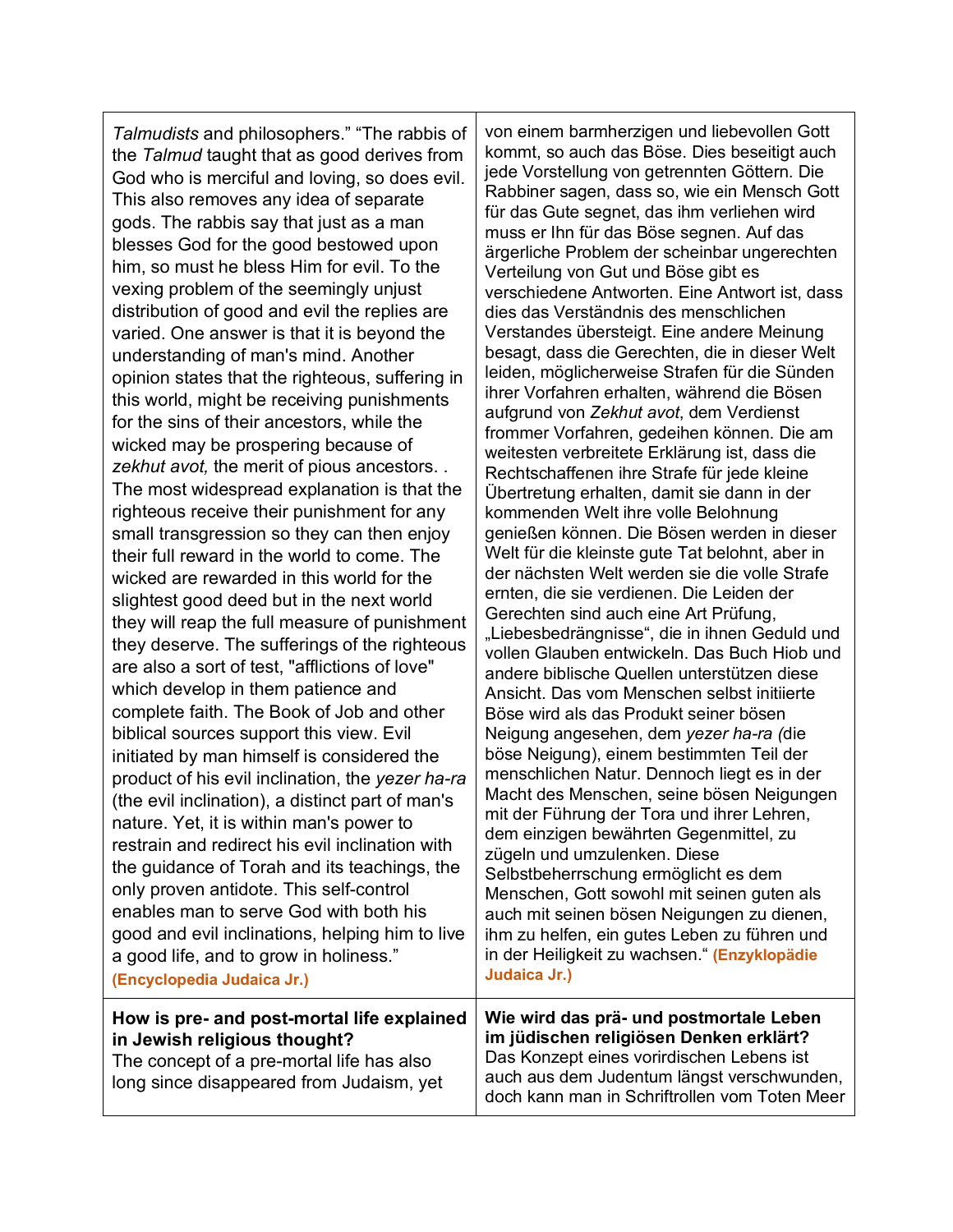| | |
|---|---|
| *Talmudists* and philosophers." "The rabbis of the *Talmud* taught that as good derives from God who is merciful and loving, so does evil. This also removes any idea of separate gods. The rabbis say that just as a man blesses God for the good bestowed upon him, so must he bless Him for evil. To the vexing problem of the seemingly unjust distribution of good and evil the replies are varied. One answer is that it is beyond the understanding of man's mind. Another opinion states that the righteous, suffering in this world, might be receiving punishments for the sins of their ancestors, while the wicked may be prospering because of *zekhut avot,* the merit of pious ancestors. . The most widespread explanation is that the righteous receive their punishment for any small transgression so they can then enjoy their full reward in the world to come. The wicked are rewarded in this world for the slightest good deed but in the next world they will reap the full measure of punishment they deserve. The sufferings of the righteous are also a sort of test, "afflictions of love" which develop in them patience and complete faith. The Book of Job and other biblical sources support this view. Evil initiated by man himself is considered the product of his evil inclination, the *yezer ha-ra* (the evil inclination), a distinct part of man's nature. Yet, it is within man's power to restrain and redirect his evil inclination with the guidance of Torah and its teachings, the only proven antidote. This self-control enables man to serve God with both his good and evil inclinations, helping him to live a good life, and to grow in holiness." **(Encyclopedia Judaica Jr.)** | von einem barmherzigen und liebevollen Gott kommt, so auch das Böse. Dies beseitigt auch jede Vorstellung von getrennten Göttern. Die Rabbiner sagen, dass so, wie ein Mensch Gott für das Gute segnet, das ihm verliehen wird muss er Ihn für das Böse segnen. Auf das ärgerliche Problem der scheinbar ungerechten Verteilung von Gut und Böse gibt es verschiedene Antworten. Eine Antwort ist, dass dies das Verständnis des menschlichen Verstandes übersteigt. Eine andere Meinung besagt, dass die Gerechten, die in dieser Welt leiden, möglicherweise Strafen für die Sünden ihrer Vorfahren erhalten, während die Bösen aufgrund von *Zekhut avot*, dem Verdienst frommer Vorfahren, gedeihen können. Die am weitesten verbreitete Erklärung ist, dass die Rechtschaffenen ihre Strafe für jede kleine Übertretung erhalten, damit sie dann in der kommenden Welt ihre volle Belohnung genießen können. Die Bösen werden in dieser Welt für die kleinste gute Tat belohnt, aber in der nächsten Welt werden sie die volle Strafe ernten, die sie verdienen. Die Leiden der Gerechten sind auch eine Art Prüfung, „Liebesbedrängnisse", die in ihnen Geduld und vollen Glauben entwickeln. Das Buch Hiob und andere biblische Quellen unterstützen diese Ansicht. Das vom Menschen selbst initiierte Böse wird als das Produkt seiner bösen Neigung angesehen, dem *yezer ha-ra (*die böse Neigung), einem bestimmten Teil der menschlichen Natur. Dennoch liegt es in der Macht des Menschen, seine bösen Neigungen mit der Führung der Tora und ihrer Lehren, dem einzigen bewährten Gegenmittel, zu zügeln und umzulenken. Diese Selbstbeherrschung ermöglicht es dem Menschen, Gott sowohl mit seinen guten als auch mit seinen bösen Neigungen zu dienen, ihm zu helfen, ein gutes Leben zu führen und in der Heiligkeit zu wachsen." **(Enzyklopädie Judaica Jr.)** |
| **How is pre- and post-mortal life explained in Jewish religious thought?**<br>The concept of a pre-mortal life has also long since disappeared from Judaism, yet | **Wie wird das prä- und postmortale Leben im jüdischen religiösen Denken erklärt?**<br>Das Konzept eines vorirdischen Lebens ist auch aus dem Judentum längst verschwunden, doch kann man in Schriftrollen vom Toten Meer |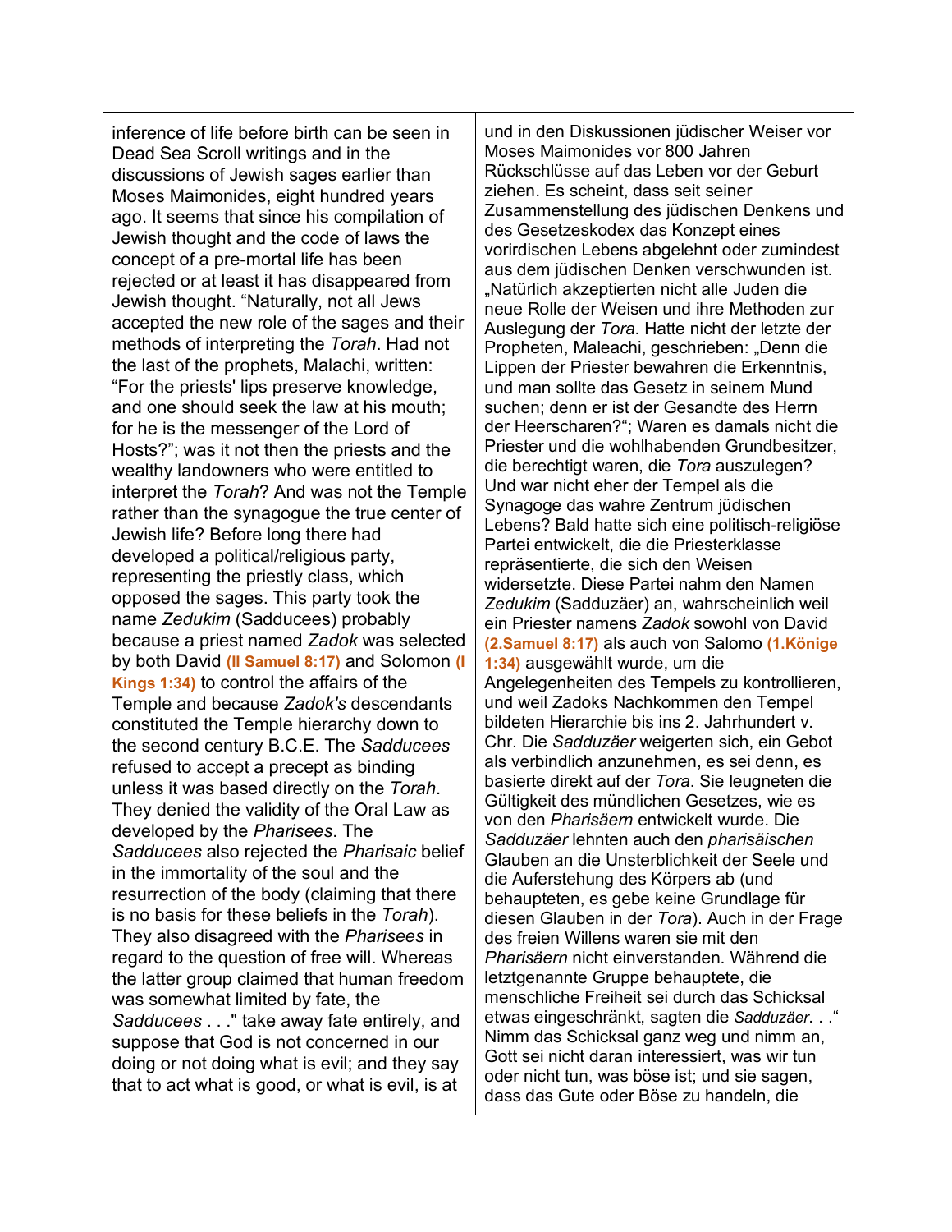| | |
|---|---|
| inference of life before birth can be seen in Dead Sea Scroll writings and in the discussions of Jewish sages earlier than Moses Maimonides, eight hundred years ago. It seems that since his compilation of Jewish thought and the code of laws the concept of a pre-mortal life has been rejected or at least it has disappeared from Jewish thought. "Naturally, not all Jews accepted the new role of the sages and their methods of interpreting the *Torah*. Had not the last of the prophets, Malachi, written: "For the priests' lips preserve knowledge, and one should seek the law at his mouth; for he is the messenger of the Lord of Hosts?"; was it not then the priests and the wealthy landowners who were entitled to interpret the *Torah*? And was not the Temple rather than the synagogue the true center of Jewish life? Before long there had developed a political/religious party, representing the priestly class, which opposed the sages. This party took the name *Zedukim* (Sadducees) probably because a priest named *Zadok* was selected by both David **(II Samuel 8:17)** and Solomon **(I Kings 1:34)** to control the affairs of the Temple and because *Zadok's* descendants constituted the Temple hierarchy down to the second century B.C.E. The *Sadducees* refused to accept a precept as binding unless it was based directly on the *Torah*. They denied the validity of the Oral Law as developed by the *Pharisees*. The *Sadducees* also rejected the *Pharisaic* belief in the immortality of the soul and the resurrection of the body (claiming that there is no basis for these beliefs in the *Torah*). They also disagreed with the *Pharisees* in regard to the question of free will. Whereas the latter group claimed that human freedom was somewhat limited by fate, the *Sadducees* . . ." take away fate entirely, and suppose that God is not concerned in our doing or not doing what is evil; and they say that to act what is good, or what is evil, is at | und in den Diskussionen jüdischer Weiser vor Moses Maimonides vor 800 Jahren Rückschlüsse auf das Leben vor der Geburt ziehen. Es scheint, dass seit seiner Zusammenstellung des jüdischen Denkens und des Gesetzeskodex das Konzept eines vorirdischen Lebens abgelehnt oder zumindest aus dem jüdischen Denken verschwunden ist. „Natürlich akzeptierten nicht alle Juden die neue Rolle der Weisen und ihre Methoden zur Auslegung der *Tora*. Hatte nicht der letzte der Propheten, Maleachi, geschrieben: „Denn die Lippen der Priester bewahren die Erkenntnis, und man sollte das Gesetz in seinem Mund suchen; denn er ist der Gesandte des Herrn der Heerscharen?"; Waren es damals nicht die Priester und die wohlhabenden Grundbesitzer, die berechtigt waren, die *Tora* auszulegen? Und war nicht eher der Tempel als die Synagoge das wahre Zentrum jüdischen Lebens? Bald hatte sich eine politisch-religiöse Partei entwickelt, die die Priesterklasse repräsentierte, die sich den Weisen widersetzte. Diese Partei nahm den Namen *Zedukim* (Sadduzäer) an, wahrscheinlich weil ein Priester namens *Zadok* sowohl von David **(2.Samuel 8:17)** als auch von Salomo **(1.Könige 1:34)** ausgewählt wurde, um die Angelegenheiten des Tempels zu kontrollieren, und weil Zadoks Nachkommen den Tempel bildeten Hierarchie bis ins 2. Jahrhundert v. Chr. Die *Sadduzäer* weigerten sich, ein Gebot als verbindlich anzunehmen, es sei denn, es basierte direkt auf der *Tora*. Sie leugneten die Gültigkeit des mündlichen Gesetzes, wie es von den *Pharisäern* entwickelt wurde. Die *Sadduzäer* lehnten auch den *pharisäischen* Glauben an die Unsterblichkeit der Seele und die Auferstehung des Körpers ab (und behaupteten, es gebe keine Grundlage für diesen Glauben in der *Tora*). Auch in der Frage des freien Willens waren sie mit den *Pharisäern* nicht einverstanden. Während die letztgenannte Gruppe behauptete, die menschliche Freiheit sei durch das Schicksal etwas eingeschränkt, sagten die *Sadduzäer*. . ." Nimm das Schicksal ganz weg und nimm an, Gott sei nicht daran interessiert, was wir tun oder nicht tun, was böse ist; und sie sagen, dass das Gute oder Böse zu handeln, die |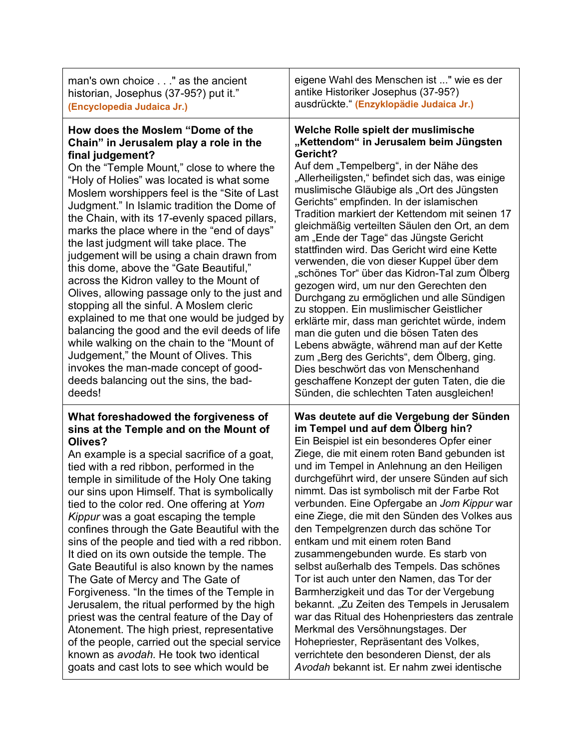| man's own choice . . ." as the ancient historian, Josephus (37-95?) put it." **(Encyclopedia Judaica Jr.)** | eigene Wahl des Menschen ist ..." wie es der antike Historiker Josephus (37-95?) ausdrückte." **(Enzyklopädie Judaica Jr.)** |
|---|---|
| **How does the Moslem "Dome of the Chain" in Jerusalem play a role in the final judgement?** On the "Temple Mount," close to where the "Holy of Holies" was located is what some Moslem worshippers feel is the "Site of Last Judgment." In Islamic tradition the Dome of the Chain, with its 17-evenly spaced pillars, marks the place where in the "end of days" the last judgment will take place. The judgement will be using a chain drawn from this dome, above the "Gate Beautiful," across the Kidron valley to the Mount of Olives, allowing passage only to the just and stopping all the sinful. A Moslem cleric explained to me that one would be judged by balancing the good and the evil deeds of life while walking on the chain to the "Mount of Judgement," the Mount of Olives. This invokes the man-made concept of good-deeds balancing out the sins, the bad-deeds! | **Welche Rolle spielt der muslimische „Kettendom" in Jerusalem beim Jüngsten Gericht?** Auf dem „Tempelberg", in der Nähe des „Allerheiligsten," befindet sich das, was einige muslimische Gläubige als „Ort des Jüngsten Gerichts" empfinden. In der islamischen Tradition markiert der Kettendom mit seinen 17 gleichmäßig verteilten Säulen den Ort, an dem am „Ende der Tage" das Jüngste Gericht stattfinden wird. Das Gericht wird eine Kette verwenden, die von dieser Kuppel über dem „schönes Tor" über das Kidron-Tal zum Ölberg gezogen wird, um nur den Gerechten den Durchgang zu ermöglichen und alle Sündigen zu stoppen. Ein muslimischer Geistlicher erklärte mir, dass man gerichtet würde, indem man die guten und die bösen Taten des Lebens abwägte, während man auf der Kette zum „Berg des Gerichts", dem Ölberg, ging. Dies beschwört das von Menschenhand geschaffene Konzept der guten Taten, die die Sünden, die schlechten Taten ausgleichen! |
| **What foreshadowed the forgiveness of sins at the Temple and on the Mount of Olives?** An example is a special sacrifice of a goat, tied with a red ribbon, performed in the temple in similitude of the Holy One taking our sins upon Himself. That is symbolically tied to the color red. One offering at *Yom Kippur* was a goat escaping the temple confines through the Gate Beautiful with the sins of the people and tied with a red ribbon. It died on its own outside the temple. The Gate Beautiful is also known by the names The Gate of Mercy and The Gate of Forgiveness. "In the times of the Temple in Jerusalem, the ritual performed by the high priest was the central feature of the Day of Atonement. The high priest, representative of the people, carried out the special service known as *avodah.* He took two identical goats and cast lots to see which would be | **Was deutete auf die Vergebung der Sünden im Tempel und auf dem Ölberg hin?** Ein Beispiel ist ein besonderes Opfer einer Ziege, die mit einem roten Band gebunden ist und im Tempel in Anlehnung an den Heiligen durchgeführt wird, der unsere Sünden auf sich nimmt. Das ist symbolisch mit der Farbe Rot verbunden. Eine Opfergabe an *Jom Kippur* war eine Ziege, die mit den Sünden des Volkes aus den Tempelgrenzen durch das schöne Tor entkam und mit einem roten Band zusammengebunden wurde. Es starb von selbst außerhalb des Tempels. Das schönes Tor ist auch unter den Namen, das Tor der Barmherzigkeit und das Tor der Vergebung bekannt. „Zu Zeiten des Tempels in Jerusalem war das Ritual des Hohenpriesters das zentrale Merkmal des Versöhnungstages. Der Hohepriester, Repräsentant des Volkes, verrichtete den besonderen Dienst, der als *Avodah* bekannt ist. Er nahm zwei identische |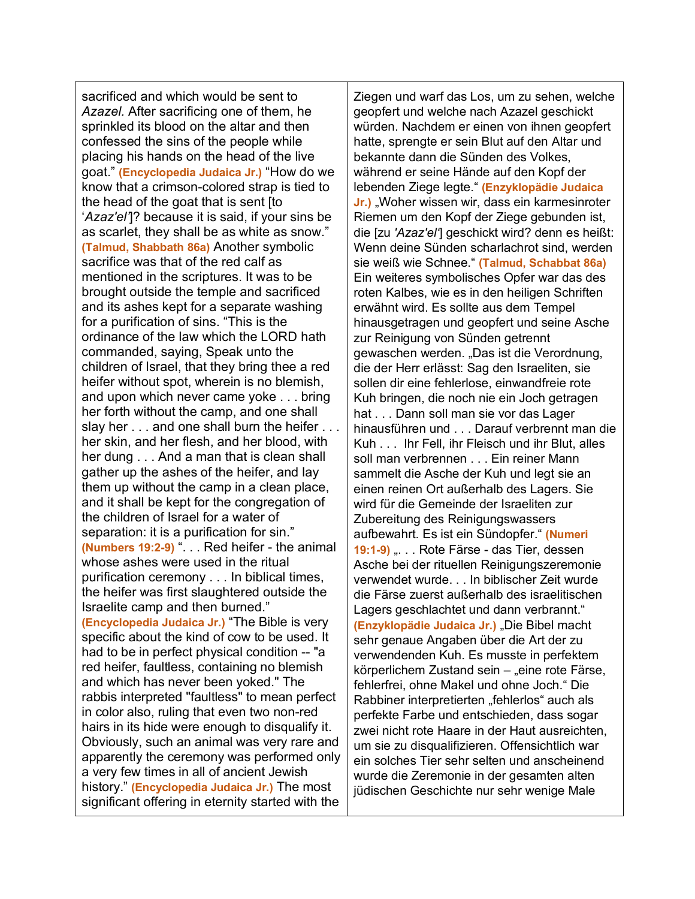sacrificed and which would be sent to *Azazel.* After sacrificing one of them, he sprinkled its blood on the altar and then confessed the sins of the people while placing his hands on the head of the live goat." **(Encyclopedia Judaica Jr.)** "How do we know that a crimson-colored strap is tied to the head of the goat that is sent [to '*Azaz'el*']? because it is said, if your sins be as scarlet, they shall be as white as snow." **(Talmud, Shabbath 86a)** Another symbolic sacrifice was that of the red calf as mentioned in the scriptures. It was to be brought outside the temple and sacrificed and its ashes kept for a separate washing for a purification of sins. "This is the ordinance of the law which the LORD hath commanded, saying, Speak unto the children of Israel, that they bring thee a red heifer without spot, wherein is no blemish, and upon which never came yoke . . . bring her forth without the camp, and one shall slay her . . . and one shall burn the heifer . . . her skin, and her flesh, and her blood, with her dung . . . And a man that is clean shall gather up the ashes of the heifer, and lay them up without the camp in a clean place, and it shall be kept for the congregation of the children of Israel for a water of separation: it is a purification for sin." **(Numbers 19:2-9)** ". . . Red heifer - the animal whose ashes were used in the ritual purification ceremony . . . In biblical times, the heifer was first slaughtered outside the Israelite camp and then burned." **(Encyclopedia Judaica Jr.)** "The Bible is very specific about the kind of cow to be used. It had to be in perfect physical condition -- "a red heifer, faultless, containing no blemish and which has never been yoked." The rabbis interpreted "faultless" to mean perfect in color also, ruling that even two non-red hairs in its hide were enough to disqualify it. Obviously, such an animal was very rare and apparently the ceremony was performed only a very few times in all of ancient Jewish history." **(Encyclopedia Judaica Jr.)** The most significant offering in eternity started with the

Ziegen und warf das Los, um zu sehen, welche geopfert und welche nach Azazel geschickt würden. Nachdem er einen von ihnen geopfert hatte, sprengte er sein Blut auf den Altar und bekannte dann die Sünden des Volkes, während er seine Hände auf den Kopf der lebenden Ziege legte." **(Enzyklopädie Judaica Jr.)** „Woher wissen wir, dass ein karmesinroter Riemen um den Kopf der Ziege gebunden ist, die [zu *'Azaz'el'*] geschickt wird? denn es heißt: Wenn deine Sünden scharlachrot sind, werden sie weiß wie Schnee." **(Talmud, Schabbat 86a)** Ein weiteres symbolisches Opfer war das des roten Kalbes, wie es in den heiligen Schriften erwähnt wird. Es sollte aus dem Tempel hinausgetragen und geopfert und seine Asche zur Reinigung von Sünden getrennt gewaschen werden. „Das ist die Verordnung, die der Herr erlässt: Sag den Israeliten, sie sollen dir eine fehlerlose, einwandfreie rote Kuh bringen, die noch nie ein Joch getragen hat . . . Dann soll man sie vor das Lager hinausführen und . . . Darauf verbrennt man die Kuh . . . Ihr Fell, ihr Fleisch und ihr Blut, alles soll man verbrennen . . . Ein reiner Mann sammelt die Asche der Kuh und legt sie an einen reinen Ort außerhalb des Lagers. Sie wird für die Gemeinde der Israeliten zur Zubereitung des Reinigungswassers aufbewahrt. Es ist ein Sündopfer." **(Numeri 19:1-9)** „. . . Rote Färse - das Tier, dessen Asche bei der rituellen Reinigungszeremonie verwendet wurde. . . In biblischer Zeit wurde die Färse zuerst außerhalb des israelitischen Lagers geschlachtet und dann verbrannt." **(Enzyklopädie Judaica Jr.)** „Die Bibel macht sehr genaue Angaben über die Art der zu verwendenden Kuh. Es musste in perfektem körperlichem Zustand sein – „eine rote Färse, fehlerfrei, ohne Makel und ohne Joch." Die Rabbiner interpretierten „fehlerlos" auch als perfekte Farbe und entschieden, dass sogar zwei nicht rote Haare in der Haut ausreichten, um sie zu disqualifizieren. Offensichtlich war ein solches Tier sehr selten und anscheinend wurde die Zeremonie in der gesamten alten jüdischen Geschichte nur sehr wenige Male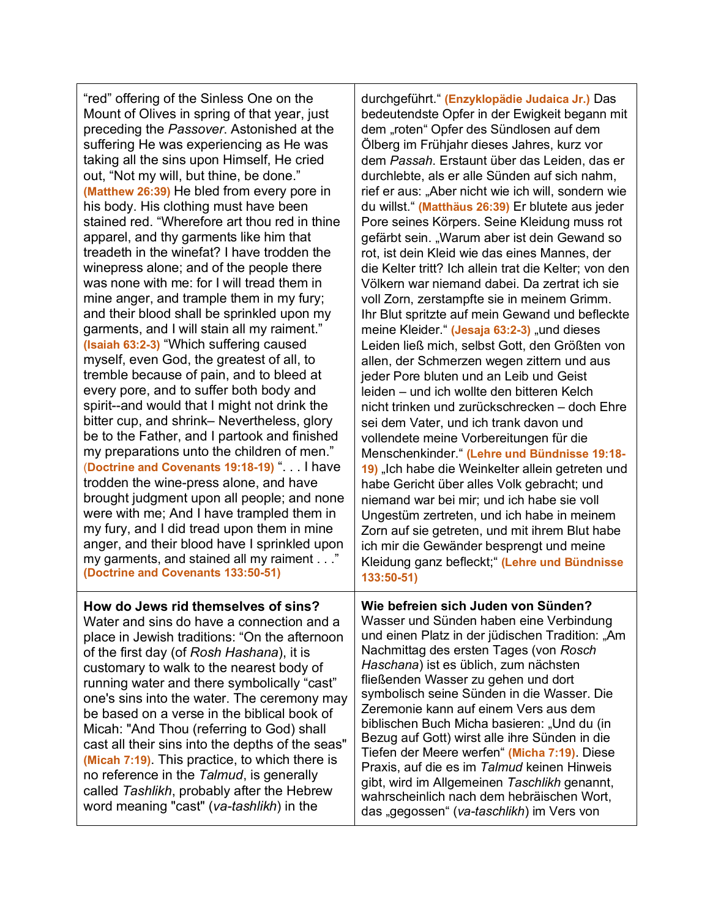| | |
|---|---|
| "red" offering of the Sinless One on the Mount of Olives in spring of that year, just preceding the *Passover*. Astonished at the suffering He was experiencing as He was taking all the sins upon Himself, He cried out, "Not my will, but thine, be done." **(Matthew 26:39)** He bled from every pore in his body. His clothing must have been stained red. "Wherefore art thou red in thine apparel, and thy garments like him that treadeth in the winefat? I have trodden the winepress alone; and of the people there was none with me: for I will tread them in mine anger, and trample them in my fury; and their blood shall be sprinkled upon my garments, and I will stain all my raiment." **(Isaiah 63:2-3)** "Which suffering caused myself, even God, the greatest of all, to tremble because of pain, and to bleed at every pore, and to suffer both body and spirit--and would that I might not drink the bitter cup, and shrink– Nevertheless, glory be to the Father, and I partook and finished my preparations unto the children of men." **(Doctrine and Covenants 19:18-19)** ". . . I have trodden the wine-press alone, and have brought judgment upon all people; and none were with me; And I have trampled them in my fury, and I did tread upon them in mine anger, and their blood have I sprinkled upon my garments, and stained all my raiment . . ." **(Doctrine and Covenants 133:50-51)** | durchgeführt." **(Enzyklopädie Judaica Jr.)** Das bedeutendste Opfer in der Ewigkeit begann mit dem „roten" Opfer des Sündlosen auf dem Ölberg im Frühjahr dieses Jahres, kurz vor dem *Passah*. Erstaunt über das Leiden, das er durchlebte, als er alle Sünden auf sich nahm, rief er aus: „Aber nicht wie ich will, sondern wie du willst." **(Matthäus 26:39)** Er blutete aus jeder Pore seines Körpers. Seine Kleidung muss rot gefärbt sein. „Warum aber ist dein Gewand so rot, ist dein Kleid wie das eines Mannes, der die Kelter tritt? Ich allein trat die Kelter; von den Völkern war niemand dabei. Da zertrat ich sie voll Zorn, zerstampfte sie in meinem Grimm. Ihr Blut spritzte auf mein Gewand und befleckte meine Kleider." **(Jesaja 63:2-3)** „und dieses Leiden ließ mich, selbst Gott, den Größten von allen, der Schmerzen wegen zittern und aus jeder Pore bluten und an Leib und Geist leiden – und ich wollte den bitteren Kelch nicht trinken und zurückschrecken – doch Ehre sei dem Vater, und ich trank davon und vollendete meine Vorbereitungen für die Menschenkinder." **(Lehre und Bündnisse 19:18-19)** „Ich habe die Weinkelter allein getreten und habe Gericht über alles Volk gebracht; und niemand war bei mir; und ich habe sie voll Ungestüm zertreten, und ich habe in meinem Zorn auf sie getreten, und mit ihrem Blut habe ich mir die Gewänder besprengt und meine Kleidung ganz befleckt;" **(Lehre und Bündnisse 133:50-51)** |
| **How do Jews rid themselves of sins?** Water and sins do have a connection and a place in Jewish traditions: "On the afternoon of the first day (of *Rosh Hashana*), it is customary to walk to the nearest body of running water and there symbolically "cast" one's sins into the water. The ceremony may be based on a verse in the biblical book of Micah: "And Thou (referring to God) shall cast all their sins into the depths of the seas" **(Micah 7:19)**. This practice, to which there is no reference in the *Talmud*, is generally called *Tashlikh*, probably after the Hebrew word meaning "cast" (*va-tashlikh*) in the | **Wie befreien sich Juden von Sünden?** Wasser und Sünden haben eine Verbindung und einen Platz in der jüdischen Tradition: „Am Nachmittag des ersten Tages (von *Rosch Haschana*) ist es üblich, zum nächsten fließenden Wasser zu gehen und dort symbolisch seine Sünden in die Wasser. Die Zeremonie kann auf einem Vers aus dem biblischen Buch Micha basieren: „Und du (in Bezug auf Gott) wirst alle ihre Sünden in die Tiefen der Meere werfen" **(Micha 7:19)**. Diese Praxis, auf die es im *Talmud* keinen Hinweis gibt, wird im Allgemeinen *Taschlikh* genannt, wahrscheinlich nach dem hebräischen Wort, das „gegossen" (*va-taschlikh*) im Vers von |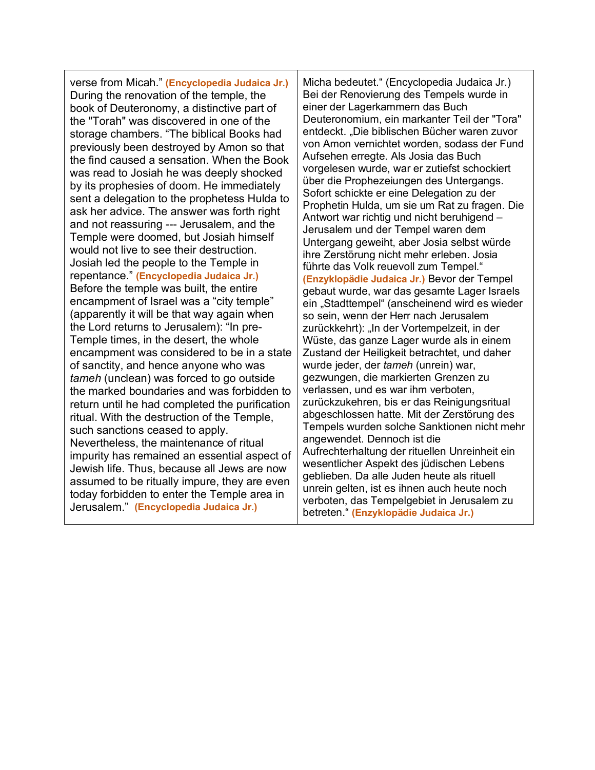| | |
|---|---|
| verse from Micah." **(Encyclopedia Judaica Jr.)** During the renovation of the temple, the book of Deuteronomy, a distinctive part of the "Torah" was discovered in one of the storage chambers. "The biblical Books had previously been destroyed by Amon so that the find caused a sensation. When the Book was read to Josiah he was deeply shocked by its prophesies of doom. He immediately sent a delegation to the prophetess Hulda to ask her advice. The answer was forth right and not reassuring --- Jerusalem, and the Temple were doomed, but Josiah himself would not live to see their destruction. Josiah led the people to the Temple in repentance." **(Encyclopedia Judaica Jr.)** Before the temple was built, the entire encampment of Israel was a "city temple" (apparently it will be that way again when the Lord returns to Jerusalem): "In pre-Temple times, in the desert, the whole encampment was considered to be in a state of sanctity, and hence anyone who was *tameh* (unclean) was forced to go outside the marked boundaries and was forbidden to return until he had completed the purification ritual. With the destruction of the Temple, such sanctions ceased to apply. Nevertheless, the maintenance of ritual impurity has remained an essential aspect of Jewish life. Thus, because all Jews are now assumed to be ritually impure, they are even today forbidden to enter the Temple area in Jerusalem." **(Encyclopedia Judaica Jr.)** | Micha bedeutet." (Encyclopedia Judaica Jr.) Bei der Renovierung des Tempels wurde in einer der Lagerkammern das Buch Deuteronomium, ein markanter Teil der "Tora" entdeckt. „Die biblischen Bücher waren zuvor von Amon vernichtet worden, sodass der Fund Aufsehen erregte. Als Josia das Buch vorgelesen wurde, war er zutiefst schockiert über die Prophezeiungen des Untergangs. Sofort schickte er eine Delegation zu der Prophetin Hulda, um sie um Rat zu fragen. Die Antwort war richtig und nicht beruhigend – Jerusalem und der Tempel waren dem Untergang geweiht, aber Josia selbst würde ihre Zerstörung nicht mehr erleben. Josia führte das Volk reuevoll zum Tempel." **(Enzyklopädie Judaica Jr.)** Bevor der Tempel gebaut wurde, war das gesamte Lager Israels ein „Stadttempel" (anscheinend wird es wieder so sein, wenn der Herr nach Jerusalem zurückkehrt): „In der Vortempelzeit, in der Wüste, das ganze Lager wurde als in einem Zustand der Heiligkeit betrachtet, und daher wurde jeder, der *tameh* (unrein) war, gezwungen, die markierten Grenzen zu verlassen, und es war ihm verboten, zurückzukehren, bis er das Reinigungsritual abgeschlossen hatte. Mit der Zerstörung des Tempels wurden solche Sanktionen nicht mehr angewendet. Dennoch ist die Aufrechterhaltung der rituellen Unreinheit ein wesentlicher Aspekt des jüdischen Lebens geblieben. Da alle Juden heute als rituell unrein gelten, ist es ihnen auch heute noch verboten, das Tempelgebiet in Jerusalem zu betreten." **(Enzyklopädie Judaica Jr.)** |